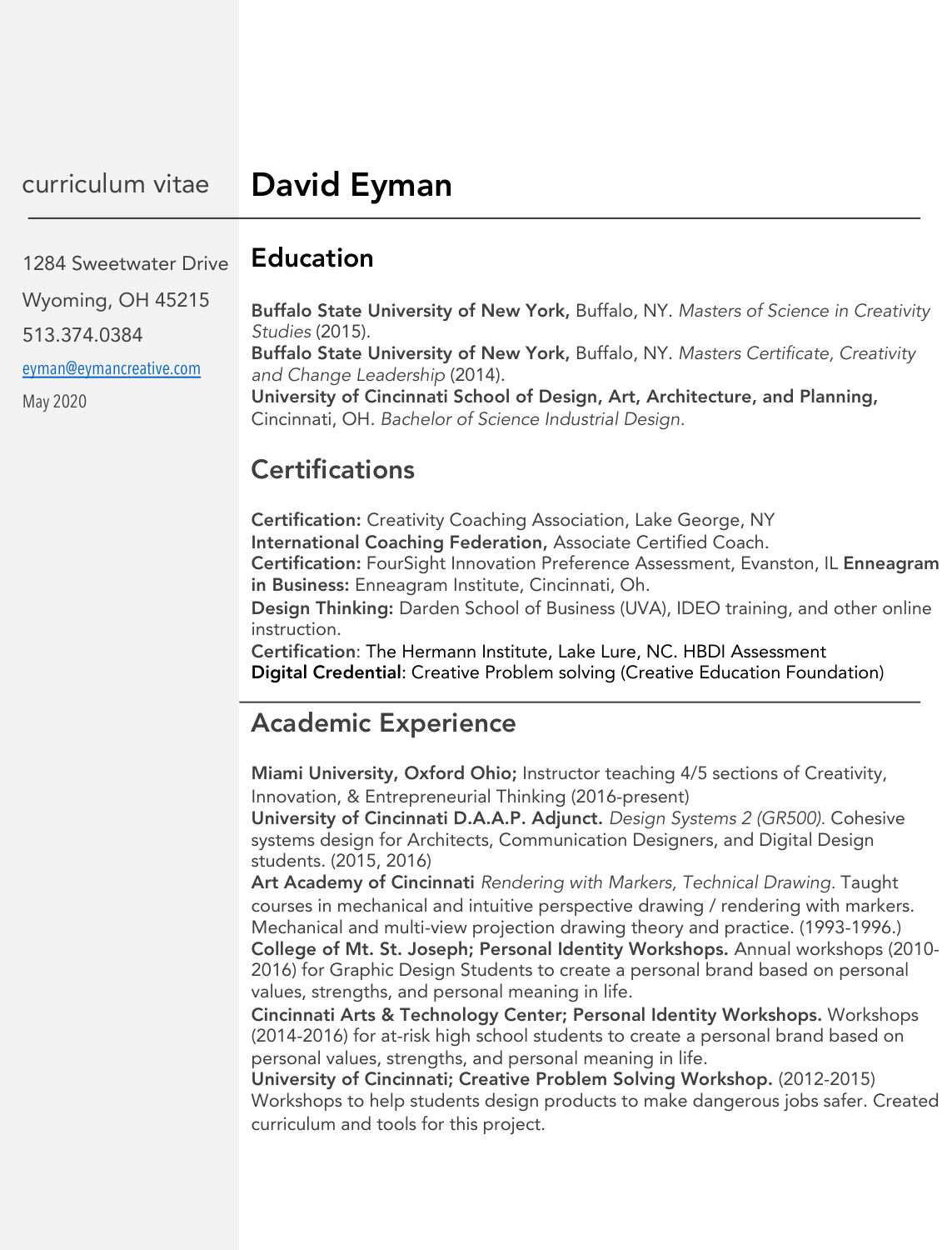curriculum vitae

# David Eyman

1284 Sweetwater Drive
Wyoming, OH 45215
513.374.0384
eyman@eymancreative.com
May 2020

## Education

**Buffalo State University of New York,** Buffalo, NY. *Masters of Science in Creativity Studies* (2015).
**Buffalo State University of New York,** Buffalo, NY. *Masters Certificate, Creativity and Change Leadership* (2014).
**University of Cincinnati School of Design, Art, Architecture, and Planning,** Cincinnati, OH. *Bachelor of Science Industrial Design.*

## Certifications

**Certification:** Creativity Coaching Association, Lake George, NY
**International Coaching Federation,** Associate Certified Coach.
**Certification:** FourSight Innovation Preference Assessment, Evanston, IL **Enneagram in Business:** Enneagram Institute, Cincinnati, Oh.
**Design Thinking:** Darden School of Business (UVA), IDEO training, and other online instruction.
**Certification**: The Hermann Institute, Lake Lure, NC. HBDI Assessment
**Digital Credential**: Creative Problem solving (Creative Education Foundation)

## Academic Experience

**Miami University, Oxford Ohio;** Instructor teaching 4/5 sections of Creativity, Innovation, & Entrepreneurial Thinking (2016-present)
**University of Cincinnati D.A.A.P. Adjunct.** *Design Systems 2 (GR500).* Cohesive systems design for Architects, Communication Designers, and Digital Design students. (2015, 2016)
**Art Academy of Cincinnati** *Rendering with Markers, Technical Drawing.* Taught courses in mechanical and intuitive perspective drawing / rendering with markers. Mechanical and multi-view projection drawing theory and practice. (1993-1996.)
**College of Mt. St. Joseph; Personal Identity Workshops.** Annual workshops (2010-2016) for Graphic Design Students to create a personal brand based on personal values, strengths, and personal meaning in life.
**Cincinnati Arts & Technology Center; Personal Identity Workshops.** Workshops (2014-2016) for at-risk high school students to create a personal brand based on personal values, strengths, and personal meaning in life.
**University of Cincinnati; Creative Problem Solving Workshop.** (2012-2015) Workshops to help students design products to make dangerous jobs safer. Created curriculum and tools for this project.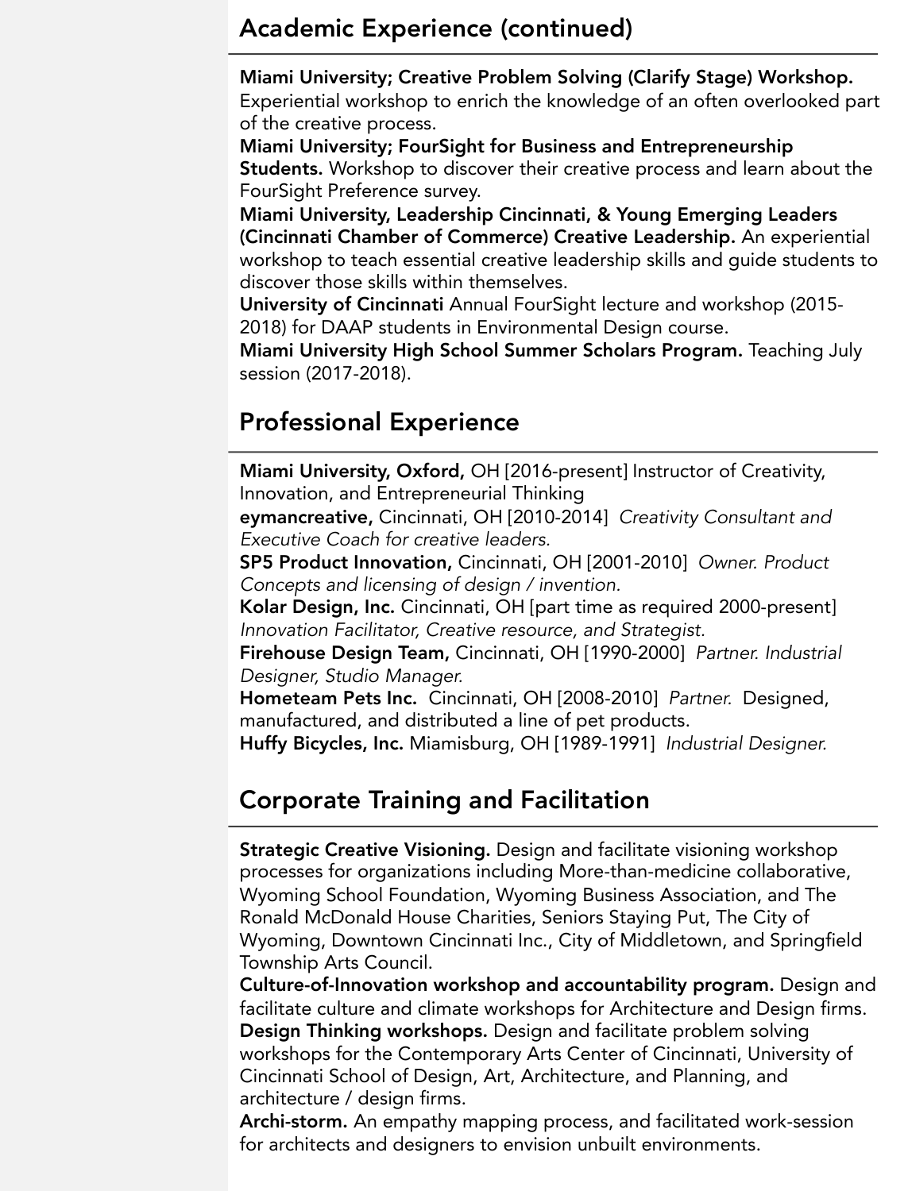## Academic Experience (continued)

**Miami University; Creative Problem Solving (Clarify Stage) Workshop.** Experiential workshop to enrich the knowledge of an often overlooked part of the creative process.

**Miami University; FourSight for Business and Entrepreneurship Students.** Workshop to discover their creative process and learn about the FourSight Preference survey.

**Miami University, Leadership Cincinnati, & Young Emerging Leaders (Cincinnati Chamber of Commerce) Creative Leadership.** An experiential workshop to teach essential creative leadership skills and guide students to discover those skills within themselves.

**University of Cincinnati** Annual FourSight lecture and workshop (2015-2018) for DAAP students in Environmental Design course.

**Miami University High School Summer Scholars Program.** Teaching July session (2017-2018).

## Professional Experience

**Miami University, Oxford,** OH [2016-present] Instructor of Creativity, Innovation, and Entrepreneurial Thinking

**eymancreative,** Cincinnati, OH [2010-2014] *Creativity Consultant and Executive Coach for creative leaders.*

**SP5 Product Innovation,** Cincinnati, OH [2001-2010] *Owner. Product Concepts and licensing of design / invention.*

**Kolar Design, Inc.** Cincinnati, OH [part time as required 2000-present] *Innovation Facilitator, Creative resource, and Strategist.*

**Firehouse Design Team,** Cincinnati, OH [1990-2000] *Partner. Industrial Designer, Studio Manager.*

**Hometeam Pets Inc.** Cincinnati, OH [2008-2010] *Partner.* Designed, manufactured, and distributed a line of pet products.

**Huffy Bicycles, Inc.** Miamisburg, OH [1989-1991] *Industrial Designer.*

## Corporate Training and Facilitation

**Strategic Creative Visioning.** Design and facilitate visioning workshop processes for organizations including More-than-medicine collaborative, Wyoming School Foundation, Wyoming Business Association, and The Ronald McDonald House Charities, Seniors Staying Put, The City of Wyoming, Downtown Cincinnati Inc., City of Middletown, and Springfield Township Arts Council.

**Culture-of-Innovation workshop and accountability program.** Design and facilitate culture and climate workshops for Architecture and Design firms.

**Design Thinking workshops.** Design and facilitate problem solving workshops for the Contemporary Arts Center of Cincinnati, University of Cincinnati School of Design, Art, Architecture, and Planning, and architecture / design firms.

**Archi-storm.** An empathy mapping process, and facilitated work-session for architects and designers to envision unbuilt environments.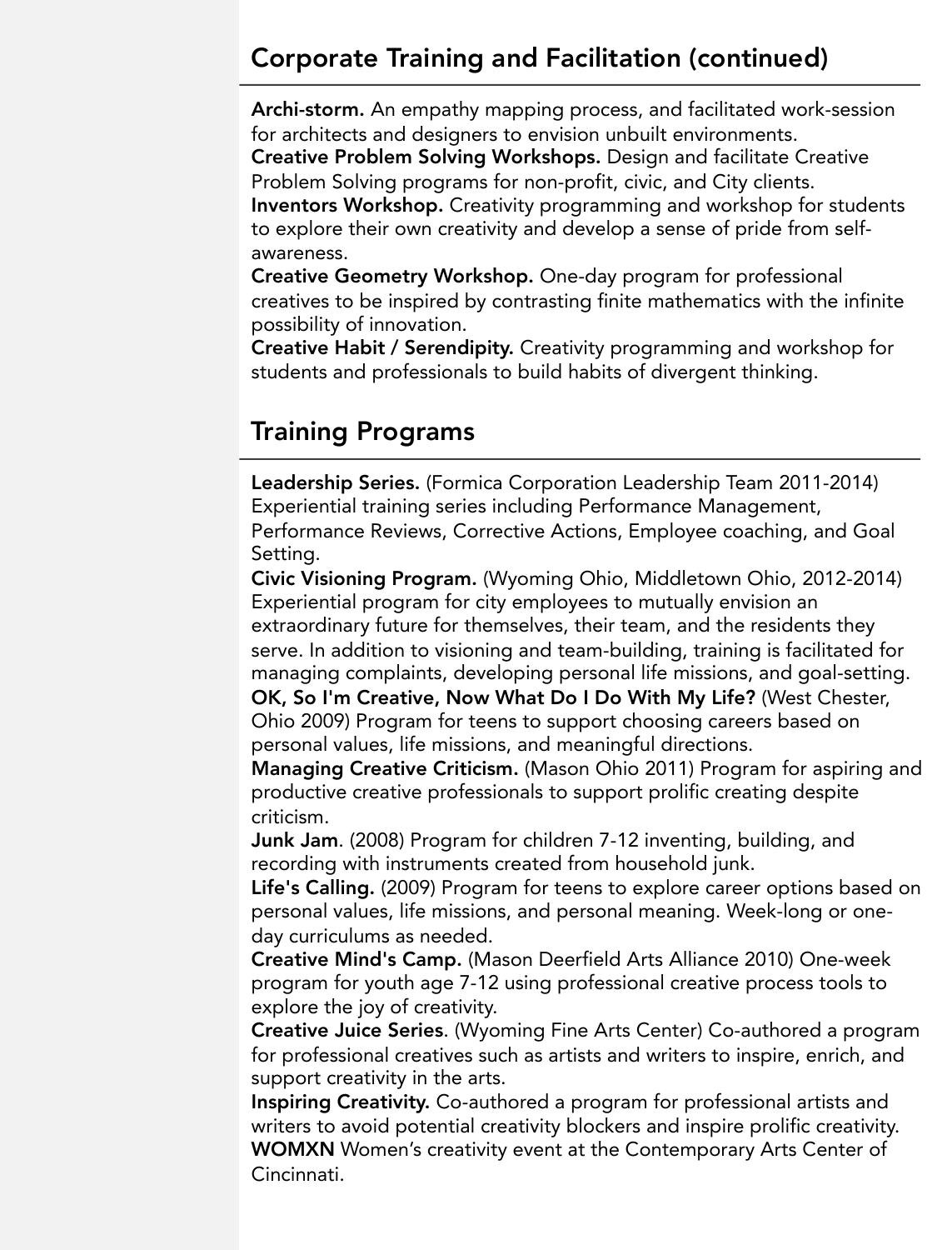## Corporate Training and Facilitation (continued)

**Archi-storm.** An empathy mapping process, and facilitated work-session for architects and designers to envision unbuilt environments.
**Creative Problem Solving Workshops.** Design and facilitate Creative Problem Solving programs for non-profit, civic, and City clients.
**Inventors Workshop.** Creativity programming and workshop for students to explore their own creativity and develop a sense of pride from self-awareness.
**Creative Geometry Workshop.** One-day program for professional creatives to be inspired by contrasting finite mathematics with the infinite possibility of innovation.
**Creative Habit / Serendipity.** Creativity programming and workshop for students and professionals to build habits of divergent thinking.

## Training Programs

**Leadership Series.** (Formica Corporation Leadership Team 2011-2014) Experiential training series including Performance Management, Performance Reviews, Corrective Actions, Employee coaching, and Goal Setting.
**Civic Visioning Program.** (Wyoming Ohio, Middletown Ohio, 2012-2014) Experiential program for city employees to mutually envision an extraordinary future for themselves, their team, and the residents they serve. In addition to visioning and team-building, training is facilitated for managing complaints, developing personal life missions, and goal-setting.
**OK, So I'm Creative, Now What Do I Do With My Life?** (West Chester, Ohio 2009) Program for teens to support choosing careers based on personal values, life missions, and meaningful directions.
**Managing Creative Criticism.** (Mason Ohio 2011) Program for aspiring and productive creative professionals to support prolific creating despite criticism.
**Junk Jam**. (2008) Program for children 7-12 inventing, building, and recording with instruments created from household junk.
**Life's Calling.** (2009) Program for teens to explore career options based on personal values, life missions, and personal meaning. Week-long or one-day curriculums as needed.
**Creative Mind's Camp.** (Mason Deerfield Arts Alliance 2010) One-week program for youth age 7-12 using professional creative process tools to explore the joy of creativity.
**Creative Juice Series**. (Wyoming Fine Arts Center) Co-authored a program for professional creatives such as artists and writers to inspire, enrich, and support creativity in the arts.
**Inspiring Creativity.** Co-authored a program for professional artists and writers to avoid potential creativity blockers and inspire prolific creativity.
**WOMXN** Women's creativity event at the Contemporary Arts Center of Cincinnati.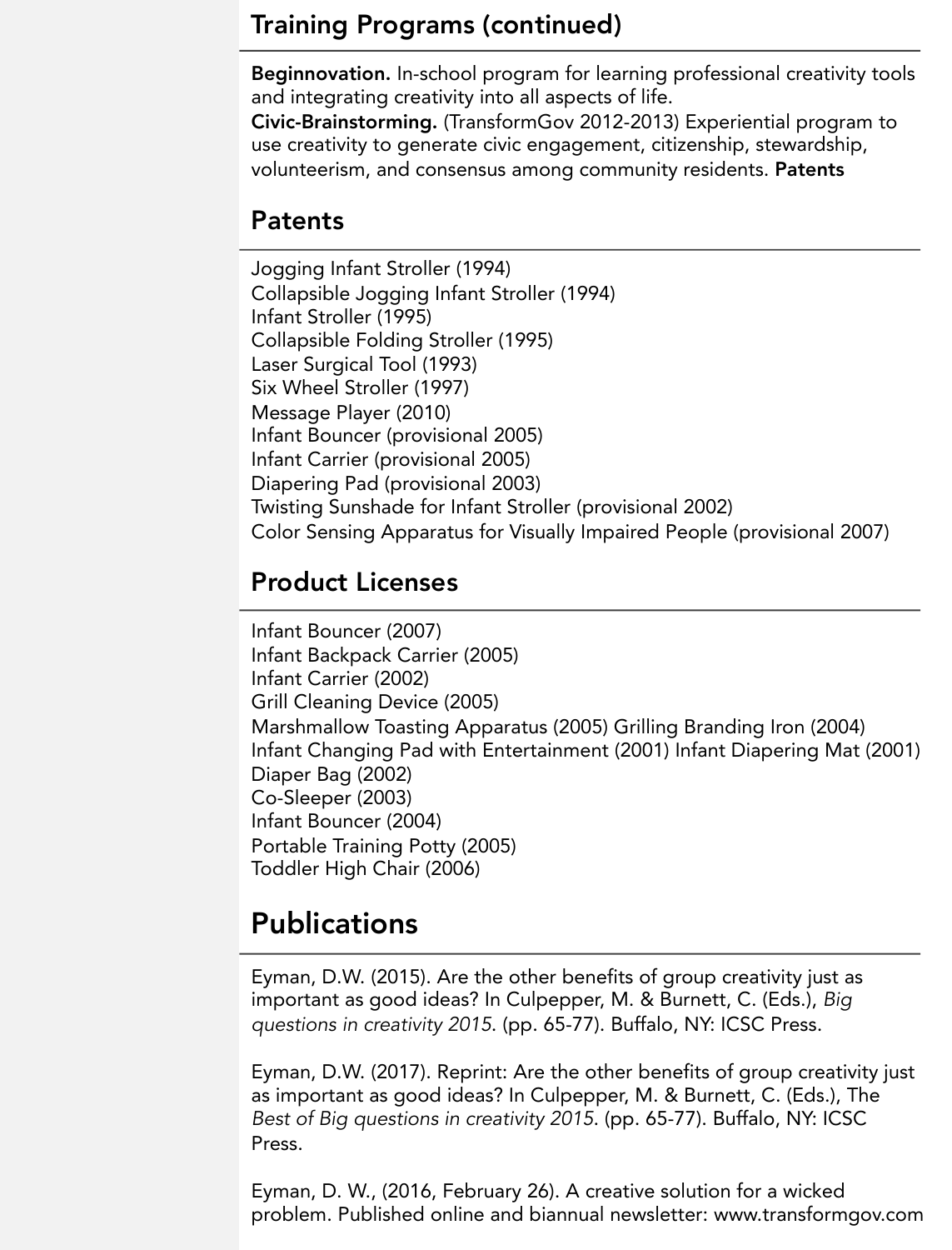## Training Programs (continued)

**Beginnovation.** In-school program for learning professional creativity tools and integrating creativity into all aspects of life.
**Civic-Brainstorming.** (TransformGov 2012-2013) Experiential program to use creativity to generate civic engagement, citizenship, stewardship, volunteerism, and consensus among community residents. **Patents**

## Patents

Jogging Infant Stroller (1994)
Collapsible Jogging Infant Stroller (1994)
Infant Stroller (1995)
Collapsible Folding Stroller (1995)
Laser Surgical Tool (1993)
Six Wheel Stroller (1997)
Message Player (2010)
Infant Bouncer (provisional 2005)
Infant Carrier (provisional 2005)
Diapering Pad (provisional 2003)
Twisting Sunshade for Infant Stroller (provisional 2002)
Color Sensing Apparatus for Visually Impaired People (provisional 2007)

## Product Licenses

Infant Bouncer (2007)
Infant Backpack Carrier (2005)
Infant Carrier (2002)
Grill Cleaning Device (2005)
Marshmallow Toasting Apparatus (2005) Grilling Branding Iron (2004)
Infant Changing Pad with Entertainment (2001) Infant Diapering Mat (2001)
Diaper Bag (2002)
Co-Sleeper (2003)
Infant Bouncer (2004)
Portable Training Potty (2005)
Toddler High Chair (2006)

# Publications

Eyman, D.W. (2015). Are the other benefits of group creativity just as important as good ideas? In Culpepper, M. & Burnett, C. (Eds.), *Big questions in creativity 2015*. (pp. 65-77). Buffalo, NY: ICSC Press.

Eyman, D.W. (2017). Reprint: Are the other benefits of group creativity just as important as good ideas? In Culpepper, M. & Burnett, C. (Eds.), The *Best of Big questions in creativity 2015*. (pp. 65-77). Buffalo, NY: ICSC Press.

Eyman, D. W., (2016, February 26). A creative solution for a wicked problem. Published online and biannual newsletter: www.transformgov.com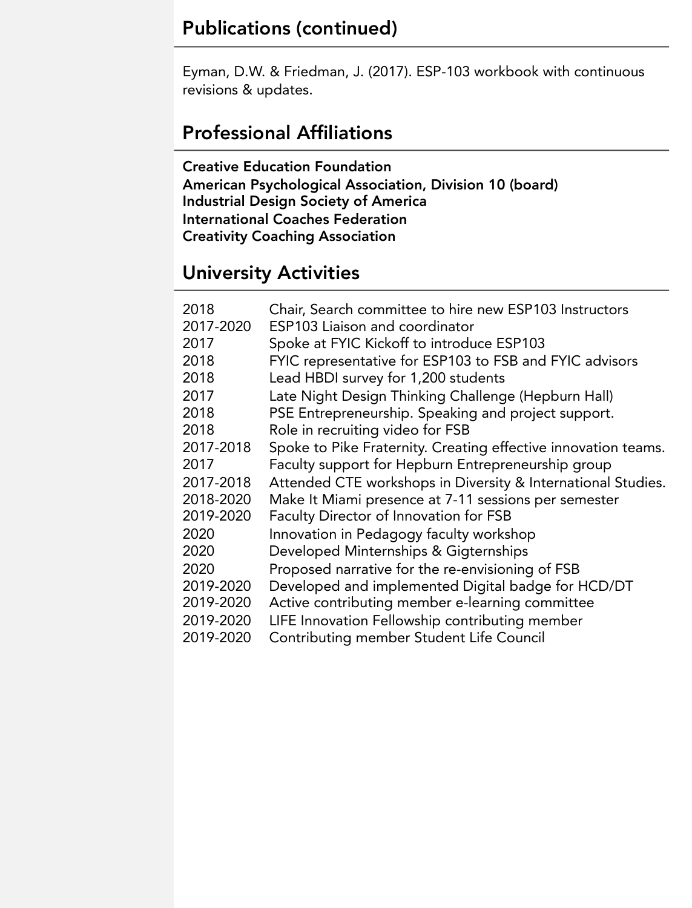## Publications (continued)

Eyman, D.W. & Friedman, J. (2017). ESP-103 workbook with continuous revisions & updates.

## Professional Affiliations

**Creative Education Foundation**
**American Psychological Association, Division 10 (board)**
**Industrial Design Society of America**
**International Coaches Federation**
**Creativity Coaching Association**

## University Activities

| | |
|---|---|
| 2018 | Chair, Search committee to hire new ESP103 Instructors |
| 2017-2020 | ESP103 Liaison and coordinator |
| 2017 | Spoke at FYIC Kickoff to introduce ESP103 |
| 2018 | FYIC representative for ESP103 to FSB and FYIC advisors |
| 2018 | Lead HBDI survey for 1,200 students |
| 2017 | Late Night Design Thinking Challenge (Hepburn Hall) |
| 2018 | PSE Entrepreneurship. Speaking and project support. |
| 2018 | Role in recruiting video for FSB |
| 2017-2018 | Spoke to Pike Fraternity. Creating effective innovation teams. |
| 2017 | Faculty support for Hepburn Entrepreneurship group |
| 2017-2018 | Attended CTE workshops in Diversity & International Studies. |
| 2018-2020 | Make It Miami presence at 7-11 sessions per semester |
| 2019-2020 | Faculty Director of Innovation for FSB |
| 2020 | Innovation in Pedagogy faculty workshop |
| 2020 | Developed Minternships & Gigternships |
| 2020 | Proposed narrative for the re-envisioning of FSB |
| 2019-2020 | Developed and implemented Digital badge for HCD/DT |
| 2019-2020 | Active contributing member e-learning committee |
| 2019-2020 | LIFE Innovation Fellowship contributing member |
| 2019-2020 | Contributing member Student Life Council |